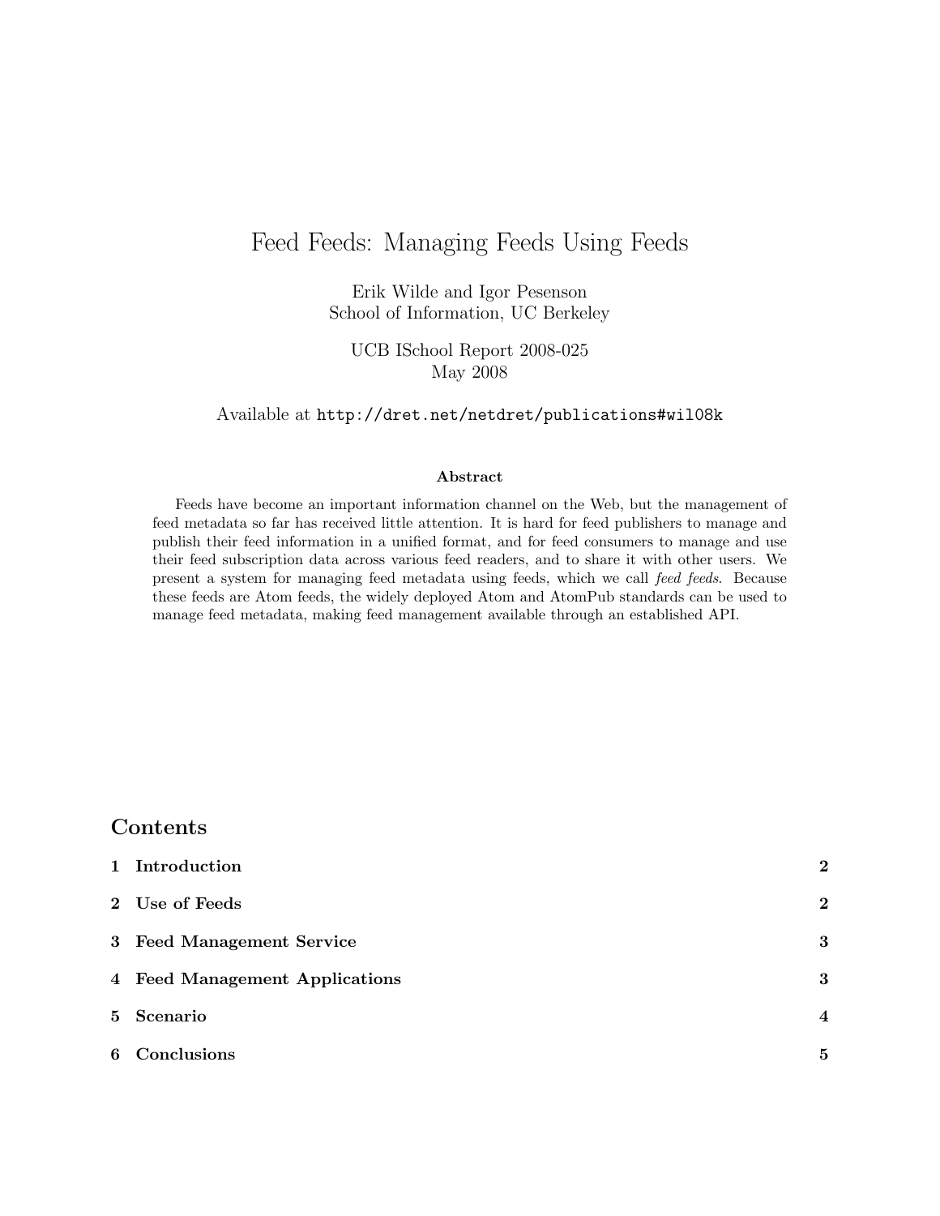# Feed Feeds: Managing Feeds Using Feeds

Erik Wilde and Igor Pesenson
School of Information, UC Berkeley

UCB ISchool Report 2008-025
May 2008

Available at http://dret.net/netdret/publications#wil08k

### Abstract

Feeds have become an important information channel on the Web, but the management of feed metadata so far has received little attention. It is hard for feed publishers to manage and publish their feed information in a unified format, and for feed consumers to manage and use their feed subscription data across various feed readers, and to share it with other users. We present a system for managing feed metadata using feeds, which we call *feed feeds*. Because these feeds are Atom feeds, the widely deployed Atom and AtomPub standards can be used to manage feed metadata, making feed management available through an established API.

## Contents

| | |
|---|---|
| **1 Introduction** | **2** |
| **2 Use of Feeds** | **2** |
| **3 Feed Management Service** | **3** |
| **4 Feed Management Applications** | **3** |
| **5 Scenario** | **4** |
| **6 Conclusions** | **5** |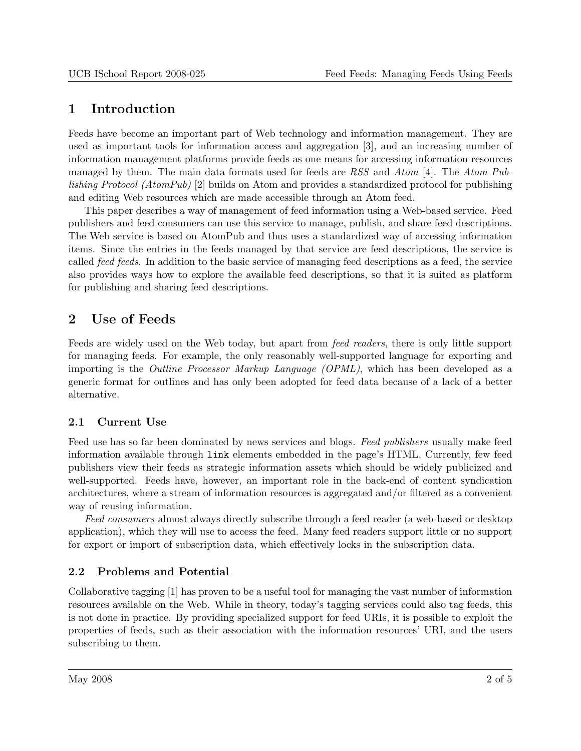# 1 Introduction

Feeds have become an important part of Web technology and information management. They are used as important tools for information access and aggregation [3], and an increasing number of information management platforms provide feeds as one means for accessing information resources managed by them. The main data formats used for feeds are *RSS* and *Atom* [4]. The *Atom Publishing Protocol (AtomPub)* [2] builds on Atom and provides a standardized protocol for publishing and editing Web resources which are made accessible through an Atom feed.

This paper describes a way of management of feed information using a Web-based service. Feed publishers and feed consumers can use this service to manage, publish, and share feed descriptions. The Web service is based on AtomPub and thus uses a standardized way of accessing information items. Since the entries in the feeds managed by that service are feed descriptions, the service is called *feed feeds*. In addition to the basic service of managing feed descriptions as a feed, the service also provides ways how to explore the available feed descriptions, so that it is suited as platform for publishing and sharing feed descriptions.

# 2 Use of Feeds

Feeds are widely used on the Web today, but apart from *feed readers*, there is only little support for managing feeds. For example, the only reasonably well-supported language for exporting and importing is the *Outline Processor Markup Language (OPML)*, which has been developed as a generic format for outlines and has only been adopted for feed data because of a lack of a better alternative.

## 2.1 Current Use

Feed use has so far been dominated by news services and blogs. *Feed publishers* usually make feed information available through `link` elements embedded in the page's HTML. Currently, few feed publishers view their feeds as strategic information assets which should be widely publicized and well-supported. Feeds have, however, an important role in the back-end of content syndication architectures, where a stream of information resources is aggregated and/or filtered as a convenient way of reusing information.

*Feed consumers* almost always directly subscribe through a feed reader (a web-based or desktop application), which they will use to access the feed. Many feed readers support little or no support for export or import of subscription data, which effectively locks in the subscription data.

## 2.2 Problems and Potential

Collaborative tagging [1] has proven to be a useful tool for managing the vast number of information resources available on the Web. While in theory, today's tagging services could also tag feeds, this is not done in practice. By providing specialized support for feed URIs, it is possible to exploit the properties of feeds, such as their association with the information resources' URI, and the users subscribing to them.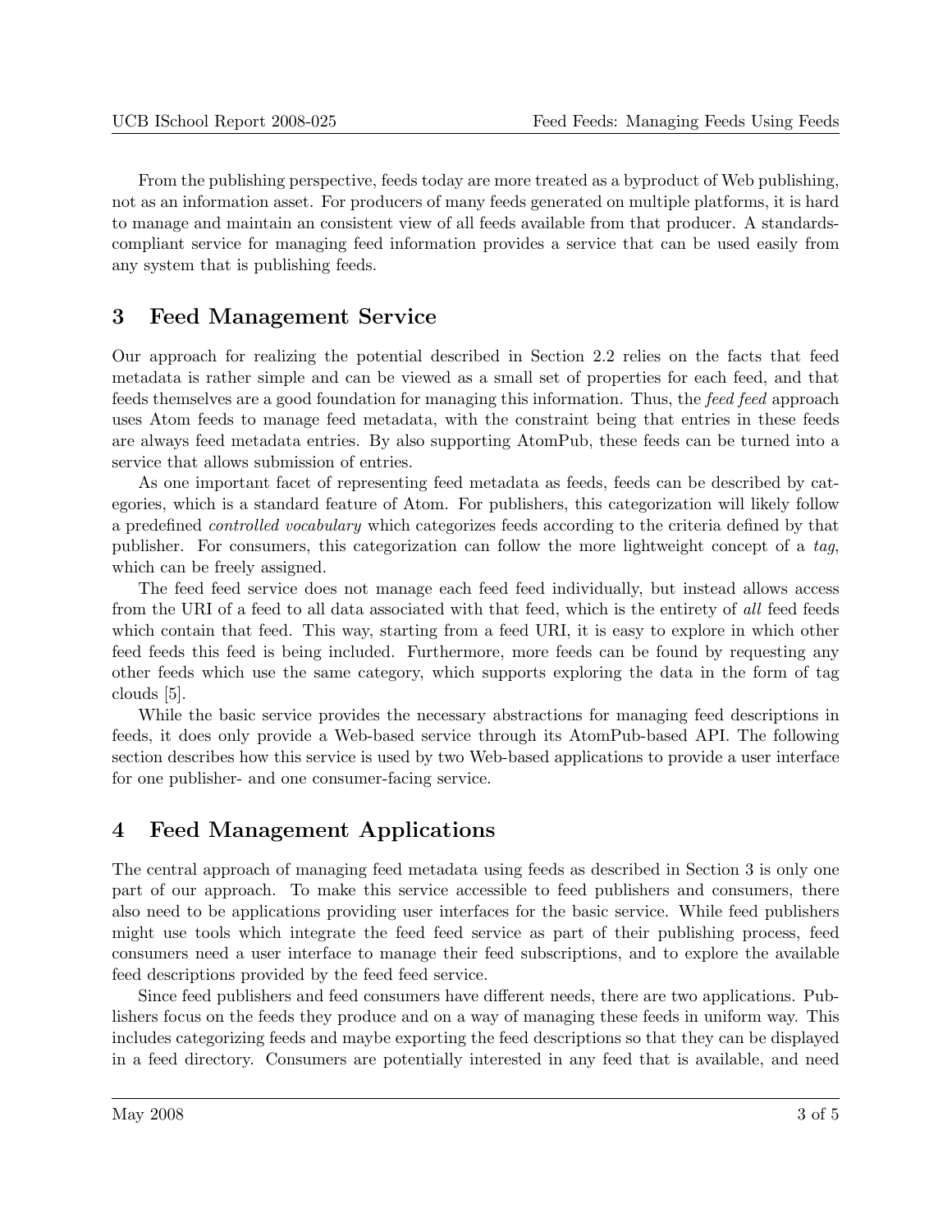From the publishing perspective, feeds today are more treated as a byproduct of Web publishing, not as an information asset. For producers of many feeds generated on multiple platforms, it is hard to manage and maintain an consistent view of all feeds available from that producer. A standards-compliant service for managing feed information provides a service that can be used easily from any system that is publishing feeds.

## 3 Feed Management Service

Our approach for realizing the potential described in Section 2.2 relies on the facts that feed metadata is rather simple and can be viewed as a small set of properties for each feed, and that feeds themselves are a good foundation for managing this information. Thus, the *feed feed* approach uses Atom feeds to manage feed metadata, with the constraint being that entries in these feeds are always feed metadata entries. By also supporting AtomPub, these feeds can be turned into a service that allows submission of entries.

As one important facet of representing feed metadata as feeds, feeds can be described by categories, which is a standard feature of Atom. For publishers, this categorization will likely follow a predefined *controlled vocabulary* which categorizes feeds according to the criteria defined by that publisher. For consumers, this categorization can follow the more lightweight concept of a *tag*, which can be freely assigned.

The feed feed service does not manage each feed feed individually, but instead allows access from the URI of a feed to all data associated with that feed, which is the entirety of *all* feed feeds which contain that feed. This way, starting from a feed URI, it is easy to explore in which other feed feeds this feed is being included. Furthermore, more feeds can be found by requesting any other feeds which use the same category, which supports exploring the data in the form of tag clouds [5].

While the basic service provides the necessary abstractions for managing feed descriptions in feeds, it does only provide a Web-based service through its AtomPub-based API. The following section describes how this service is used by two Web-based applications to provide a user interface for one publisher- and one consumer-facing service.

## 4 Feed Management Applications

The central approach of managing feed metadata using feeds as described in Section 3 is only one part of our approach. To make this service accessible to feed publishers and consumers, there also need to be applications providing user interfaces for the basic service. While feed publishers might use tools which integrate the feed feed service as part of their publishing process, feed consumers need a user interface to manage their feed subscriptions, and to explore the available feed descriptions provided by the feed feed service.

Since feed publishers and feed consumers have different needs, there are two applications. Publishers focus on the feeds they produce and on a way of managing these feeds in uniform way. This includes categorizing feeds and maybe exporting the feed descriptions so that they can be displayed in a feed directory. Consumers are potentially interested in any feed that is available, and need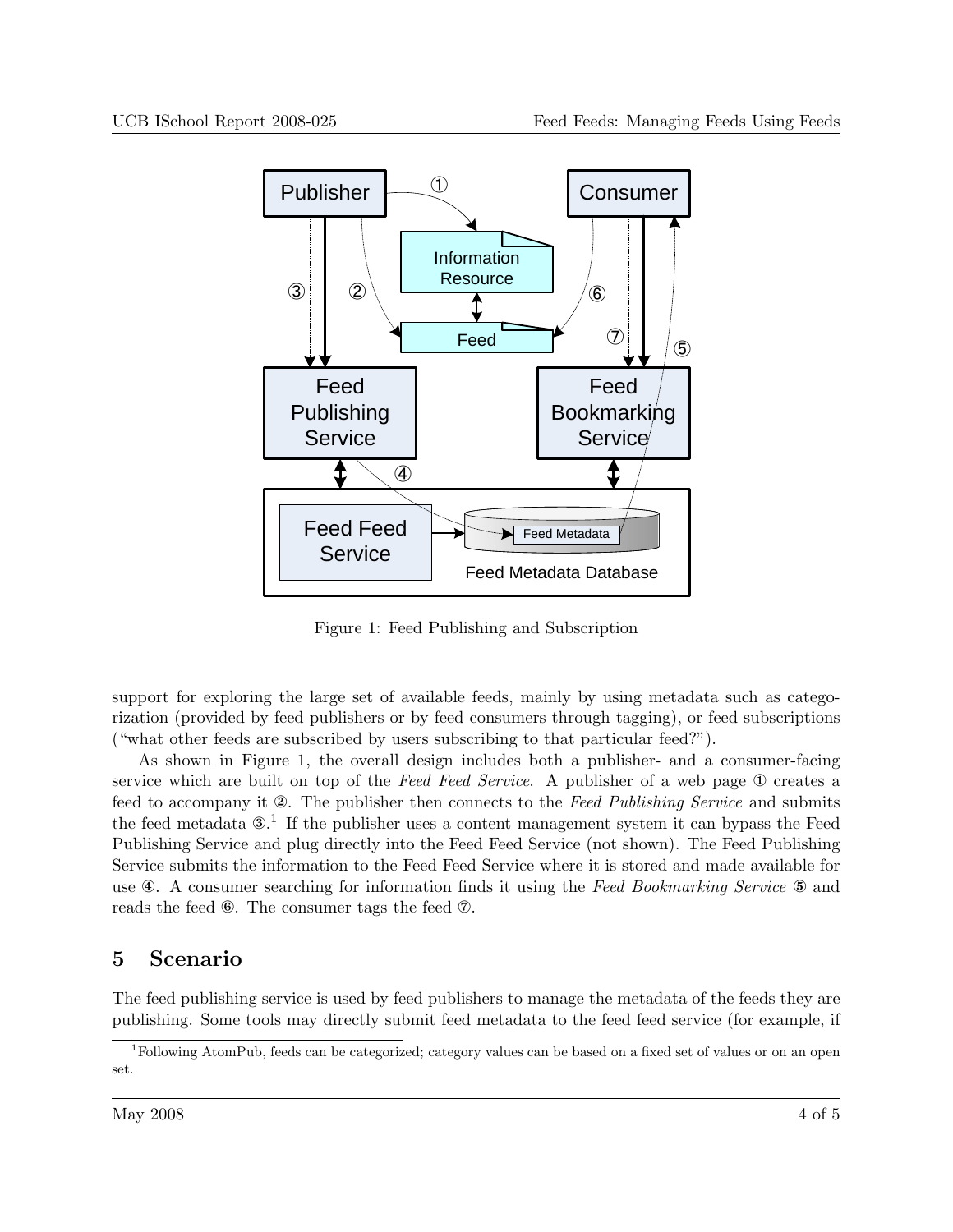Figure 1: Feed Publishing and Subscription

support for exploring the large set of available feeds, mainly by using metadata such as categorization (provided by feed publishers or by feed consumers through tagging), or feed subscriptions ("what other feeds are subscribed by users subscribing to that particular feed?").

As shown in Figure 1, the overall design includes both a publisher- and a consumer-facing service which are built on top of the *Feed Feed Service*. A publisher of a web page ① creates a feed to accompany it ②. The publisher then connects to the *Feed Publishing Service* and submits the feed metadata ③.[1] If the publisher uses a content management system it can bypass the Feed Publishing Service and plug directly into the Feed Feed Service (not shown). The Feed Publishing Service submits the information to the Feed Feed Service where it is stored and made available for use ④. A consumer searching for information finds it using the *Feed Bookmarking Service* ⑤ and reads the feed ⑥. The consumer tags the feed ⑦.

## 5 Scenario

The feed publishing service is used by feed publishers to manage the metadata of the feeds they are publishing. Some tools may directly submit feed metadata to the feed feed service (for example, if

[1] Following AtomPub, feeds can be categorized; category values can be based on a fixed set of values or on an open set.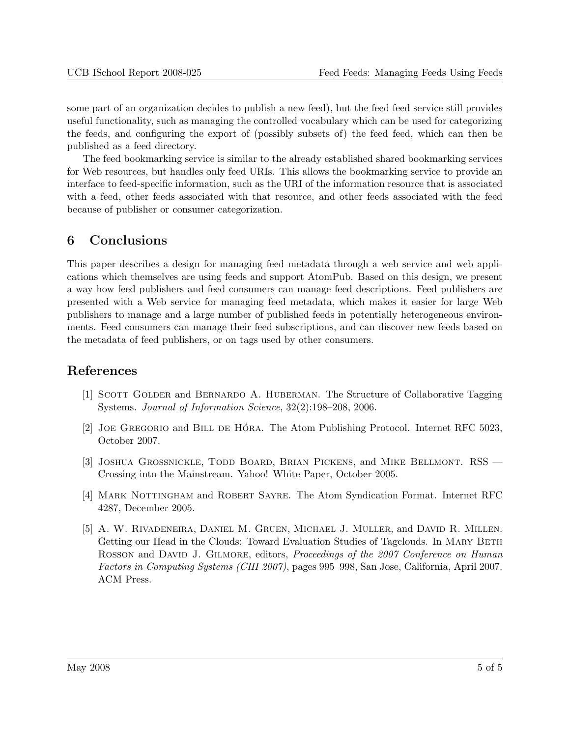some part of an organization decides to publish a new feed), but the feed feed service still provides useful functionality, such as managing the controlled vocabulary which can be used for categorizing the feeds, and configuring the export of (possibly subsets of) the feed feed, which can then be published as a feed directory.

The feed bookmarking service is similar to the already established shared bookmarking services for Web resources, but handles only feed URIs. This allows the bookmarking service to provide an interface to feed-specific information, such as the URI of the information resource that is associated with a feed, other feeds associated with that resource, and other feeds associated with the feed because of publisher or consumer categorization.

## 6 Conclusions

This paper describes a design for managing feed metadata through a web service and web applications which themselves are using feeds and support AtomPub. Based on this design, we present a way how feed publishers and feed consumers can manage feed descriptions. Feed publishers are presented with a Web service for managing feed metadata, which makes it easier for large Web publishers to manage and a large number of published feeds in potentially heterogeneous environments. Feed consumers can manage their feed subscriptions, and can discover new feeds based on the metadata of feed publishers, or on tags used by other consumers.

## References

[1] Scott Golder and Bernardo A. Huberman. The Structure of Collaborative Tagging Systems. *Journal of Information Science*, 32(2):198–208, 2006.

[2] Joe Gregorio and Bill de Hóra. The Atom Publishing Protocol. Internet RFC 5023, October 2007.

[3] Joshua Grossnickle, Todd Board, Brian Pickens, and Mike Bellmont. RSS — Crossing into the Mainstream. Yahoo! White Paper, October 2005.

[4] Mark Nottingham and Robert Sayre. The Atom Syndication Format. Internet RFC 4287, December 2005.

[5] A. W. Rivadeneira, Daniel M. Gruen, Michael J. Muller, and David R. Millen. Getting our Head in the Clouds: Toward Evaluation Studies of Tagclouds. In Mary Beth Rosson and David J. Gilmore, editors, *Proceedings of the 2007 Conference on Human Factors in Computing Systems (CHI 2007)*, pages 995–998, San Jose, California, April 2007. ACM Press.